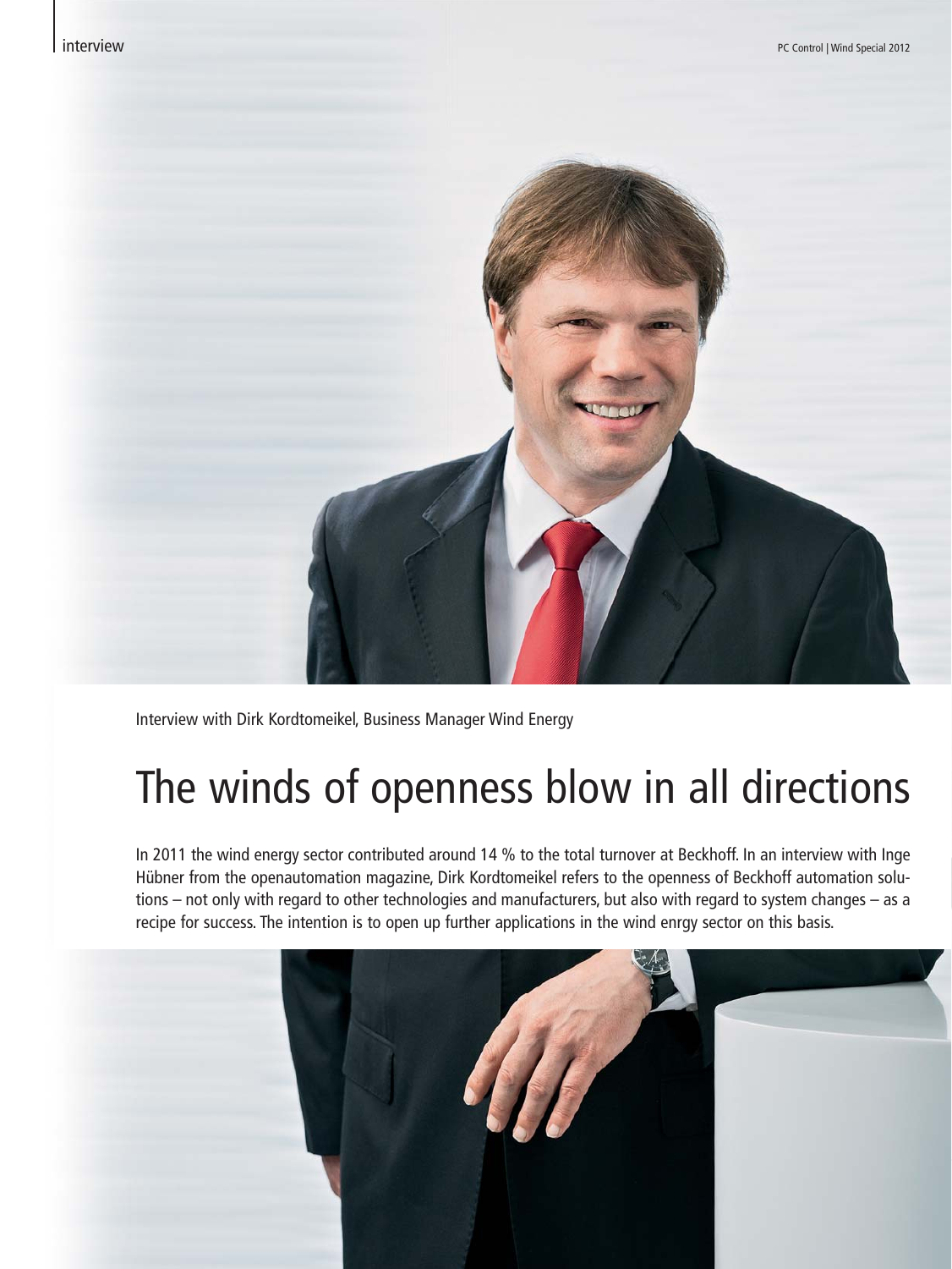Interview with Dirk Kordtomeikel, Business Manager Wind Energy

# The winds of openness blow in all directions

In 2011 the wind energy sector contributed around 14 % to the total turnover at Beckhoff. In an interview with Inge Hübner from the openautomation magazine, Dirk Kordtomeikel refers to the openness of Beckhoff automation solutions – not only with regard to other technologies and manufacturers, but also with regard to system changes – as a recipe for success. The intention is to open up further applications in the wind enrgy sector on this basis.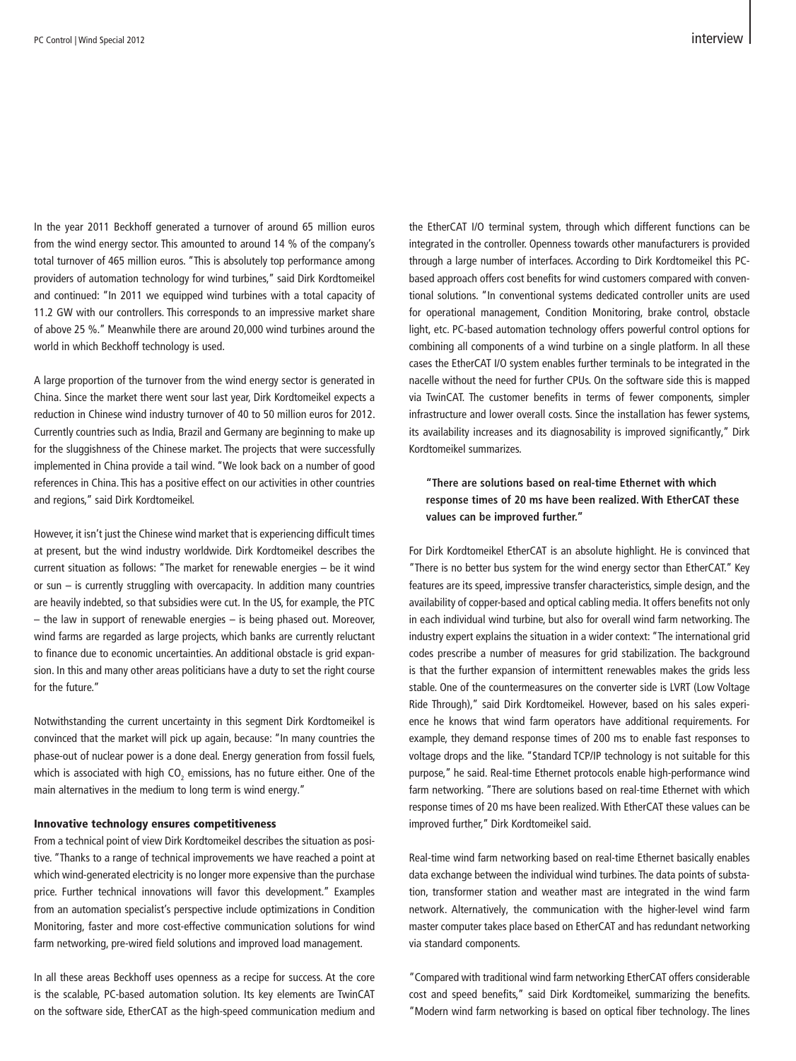In the year 2011 Beckhoff generated a turnover of around 65 million euros from the wind energy sector. This amounted to around 14 % of the company's total turnover of 465 million euros. "This is absolutely top performance among providers of automation technology for wind turbines," said Dirk Kordtomeikel and continued: "In 2011 we equipped wind turbines with a total capacity of 11.2 GW with our controllers. This corresponds to an impressive market share of above 25 %." Meanwhile there are around 20,000 wind turbines around the world in which Beckhoff technology is used.

A large proportion of the turnover from the wind energy sector is generated in China. Since the market there went sour last year, Dirk Kordtomeikel expects a reduction in Chinese wind industry turnover of 40 to 50 million euros for 2012. Currently countries such as India, Brazil and Germany are beginning to make up for the sluggishness of the Chinese market. The projects that were successfully implemented in China provide a tail wind. "We look back on a number of good references in China. This has a positive effect on our activities in other countries and regions," said Dirk Kordtomeikel.

However, it isn't just the Chinese wind market that is experiencing difficult times at present, but the wind industry worldwide. Dirk Kordtomeikel describes the current situation as follows: "The market for renewable energies – be it wind or sun – is currently struggling with overcapacity. In addition many countries are heavily indebted, so that subsidies were cut. In the US, for example, the PTC – the law in support of renewable energies – is being phased out. Moreover, wind farms are regarded as large projects, which banks are currently reluctant to finance due to economic uncertainties. An additional obstacle is grid expansion. In this and many other areas politicians have a duty to set the right course for the future."

Notwithstanding the current uncertainty in this segment Dirk Kordtomeikel is convinced that the market will pick up again, because: "In many countries the phase-out of nuclear power is a done deal. Energy generation from fossil fuels, which is associated with high $CO_2$ emissions, has no future either. One of the main alternatives in the medium to long term is wind energy."

### Innovative technology ensures competitiveness

From a technical point of view Dirk Kordtomeikel describes the situation as positive. "Thanks to a range of technical improvements we have reached a point at which wind-generated electricity is no longer more expensive than the purchase price. Further technical innovations will favor this development." Examples from an automation specialist's perspective include optimizations in Condition Monitoring, faster and more cost-effective communication solutions for wind farm networking, pre-wired field solutions and improved load management.

In all these areas Beckhoff uses openness as a recipe for success. At the core is the scalable, PC-based automation solution. Its key elements are TwinCAT on the software side, EtherCAT as the high-speed communication medium and the EtherCAT I/O terminal system, through which different functions can be integrated in the controller. Openness towards other manufacturers is provided through a large number of interfaces. According to Dirk Kordtomeikel this PC-based approach offers cost benefits for wind customers compared with conventional solutions. "In conventional systems dedicated controller units are used for operational management, Condition Monitoring, brake control, obstacle light, etc. PC-based automation technology offers powerful control options for combining all components of a wind turbine on a single platform. In all these cases the EtherCAT I/O system enables further terminals to be integrated in the nacelle without the need for further CPUs. On the software side this is mapped via TwinCAT. The customer benefits in terms of fewer components, simpler infrastructure and lower overall costs. Since the installation has fewer systems, its availability increases and its diagnosability is improved significantly," Dirk Kordtomeikel summarizes.

> **"There are solutions based on real-time Ethernet with which response times of 20 ms have been realized. With EtherCAT these values can be improved further."**

For Dirk Kordtomeikel EtherCAT is an absolute highlight. He is convinced that "There is no better bus system for the wind energy sector than EtherCAT." Key features are its speed, impressive transfer characteristics, simple design, and the availability of copper-based and optical cabling media. It offers benefits not only in each individual wind turbine, but also for overall wind farm networking. The industry expert explains the situation in a wider context: "The international grid codes prescribe a number of measures for grid stabilization. The background is that the further expansion of intermittent renewables makes the grids less stable. One of the countermeasures on the converter side is LVRT (Low Voltage Ride Through)," said Dirk Kordtomeikel. However, based on his sales experience he knows that wind farm operators have additional requirements. For example, they demand response times of 200 ms to enable fast responses to voltage drops and the like. "Standard TCP/IP technology is not suitable for this purpose," he said. Real-time Ethernet protocols enable high-performance wind farm networking. "There are solutions based on real-time Ethernet with which response times of 20 ms have been realized. With EtherCAT these values can be improved further," Dirk Kordtomeikel said.

Real-time wind farm networking based on real-time Ethernet basically enables data exchange between the individual wind turbines. The data points of substation, transformer station and weather mast are integrated in the wind farm network. Alternatively, the communication with the higher-level wind farm master computer takes place based on EtherCAT and has redundant networking via standard components.

"Compared with traditional wind farm networking EtherCAT offers considerable cost and speed benefits," said Dirk Kordtomeikel, summarizing the benefits. "Modern wind farm networking is based on optical fiber technology. The lines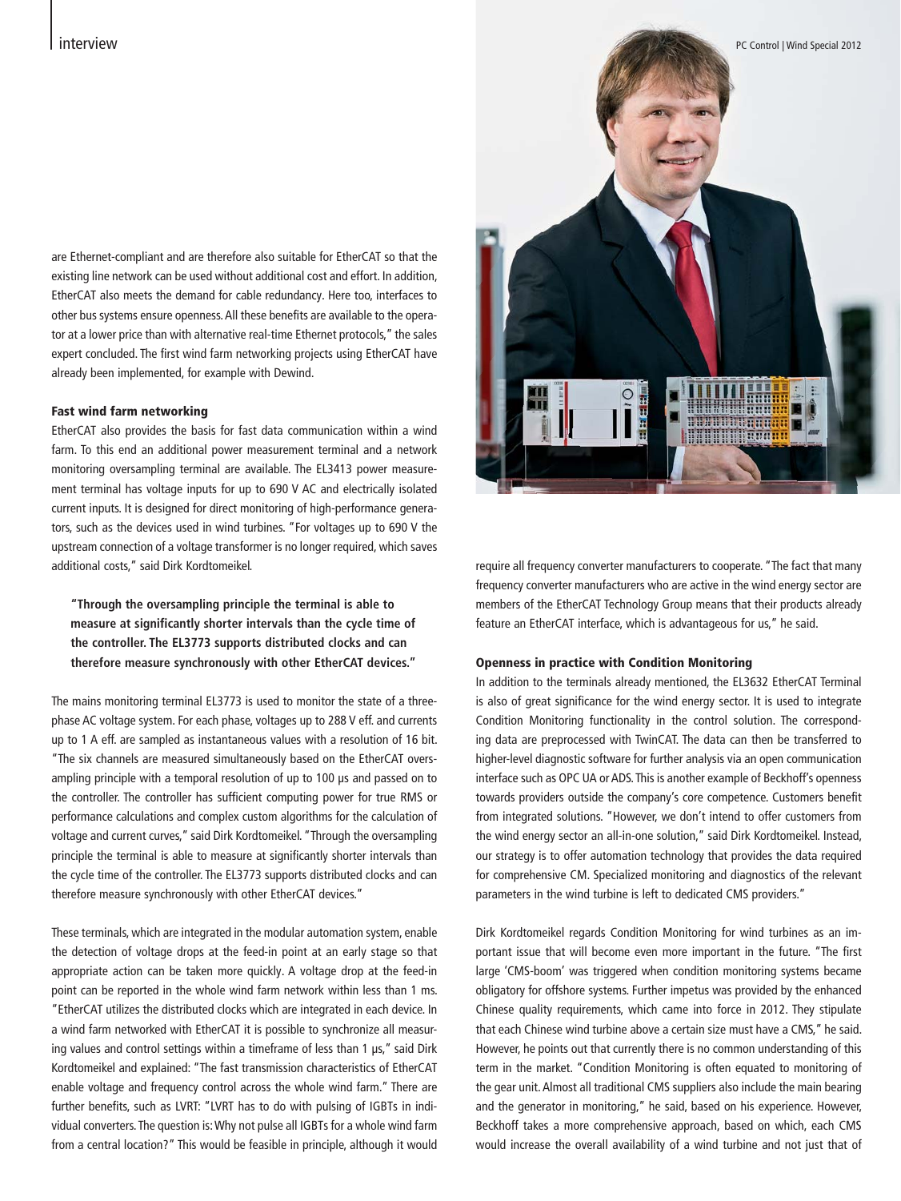are Ethernet-compliant and are therefore also suitable for EtherCAT so that the existing line network can be used without additional cost and effort. In addition, EtherCAT also meets the demand for cable redundancy. Here too, interfaces to other bus systems ensure openness. All these benefits are available to the operator at a lower price than with alternative real-time Ethernet protocols," the sales expert concluded. The first wind farm networking projects using EtherCAT have already been implemented, for example with Dewind.

### Fast wind farm networking

EtherCAT also provides the basis for fast data communication within a wind farm. To this end an additional power measurement terminal and a network monitoring oversampling terminal are available. The EL3413 power measurement terminal has voltage inputs for up to 690 V AC and electrically isolated current inputs. It is designed for direct monitoring of high-performance generators, such as the devices used in wind turbines. "For voltages up to 690 V the upstream connection of a voltage transformer is no longer required, which saves additional costs," said Dirk Kordtomeikel.

> **"Through the oversampling principle the terminal is able to measure at significantly shorter intervals than the cycle time of the controller. The EL3773 supports distributed clocks and can therefore measure synchronously with other EtherCAT devices."**

The mains monitoring terminal EL3773 is used to monitor the state of a three-phase AC voltage system. For each phase, voltages up to 288 V eff. and currents up to 1 A eff. are sampled as instantaneous values with a resolution of 16 bit. "The six channels are measured simultaneously based on the EtherCAT oversampling principle with a temporal resolution of up to 100 µs and passed on to the controller. The controller has sufficient computing power for true RMS or performance calculations and complex custom algorithms for the calculation of voltage and current curves," said Dirk Kordtomeikel. "Through the oversampling principle the terminal is able to measure at significantly shorter intervals than the cycle time of the controller. The EL3773 supports distributed clocks and can therefore measure synchronously with other EtherCAT devices."

These terminals, which are integrated in the modular automation system, enable the detection of voltage drops at the feed-in point at an early stage so that appropriate action can be taken more quickly. A voltage drop at the feed-in point can be reported in the whole wind farm network within less than 1 ms. "EtherCAT utilizes the distributed clocks which are integrated in each device. In a wind farm networked with EtherCAT it is possible to synchronize all measuring values and control settings within a timeframe of less than 1 µs," said Dirk Kordtomeikel and explained: "The fast transmission characteristics of EtherCAT enable voltage and frequency control across the whole wind farm." There are further benefits, such as LVRT: "LVRT has to do with pulsing of IGBTs in individual converters. The question is: Why not pulse all IGBTs for a whole wind farm from a central location?" This would be feasible in principle, although it would require all frequency converter manufacturers to cooperate. "The fact that many frequency converter manufacturers who are active in the wind energy sector are members of the EtherCAT Technology Group means that their products already feature an EtherCAT interface, which is advantageous for us," he said.

### Openness in practice with Condition Monitoring

In addition to the terminals already mentioned, the EL3632 EtherCAT Terminal is also of great significance for the wind energy sector. It is used to integrate Condition Monitoring functionality in the control solution. The corresponding data are preprocessed with TwinCAT. The data can then be transferred to higher-level diagnostic software for further analysis via an open communication interface such as OPC UA or ADS. This is another example of Beckhoff's openness towards providers outside the company's core competence. Customers benefit from integrated solutions. "However, we don't intend to offer customers from the wind energy sector an all-in-one solution," said Dirk Kordtomeikel. Instead, our strategy is to offer automation technology that provides the data required for comprehensive CM. Specialized monitoring and diagnostics of the relevant parameters in the wind turbine is left to dedicated CMS providers."

Dirk Kordtomeikel regards Condition Monitoring for wind turbines as an important issue that will become even more important in the future. "The first large 'CMS-boom' was triggered when condition monitoring systems became obligatory for offshore systems. Further impetus was provided by the enhanced Chinese quality requirements, which came into force in 2012. They stipulate that each Chinese wind turbine above a certain size must have a CMS," he said. However, he points out that currently there is no common understanding of this term in the market. "Condition Monitoring is often equated to monitoring of the gear unit. Almost all traditional CMS suppliers also include the main bearing and the generator in monitoring," he said, based on his experience. However, Beckhoff takes a more comprehensive approach, based on which, each CMS would increase the overall availability of a wind turbine and not just that of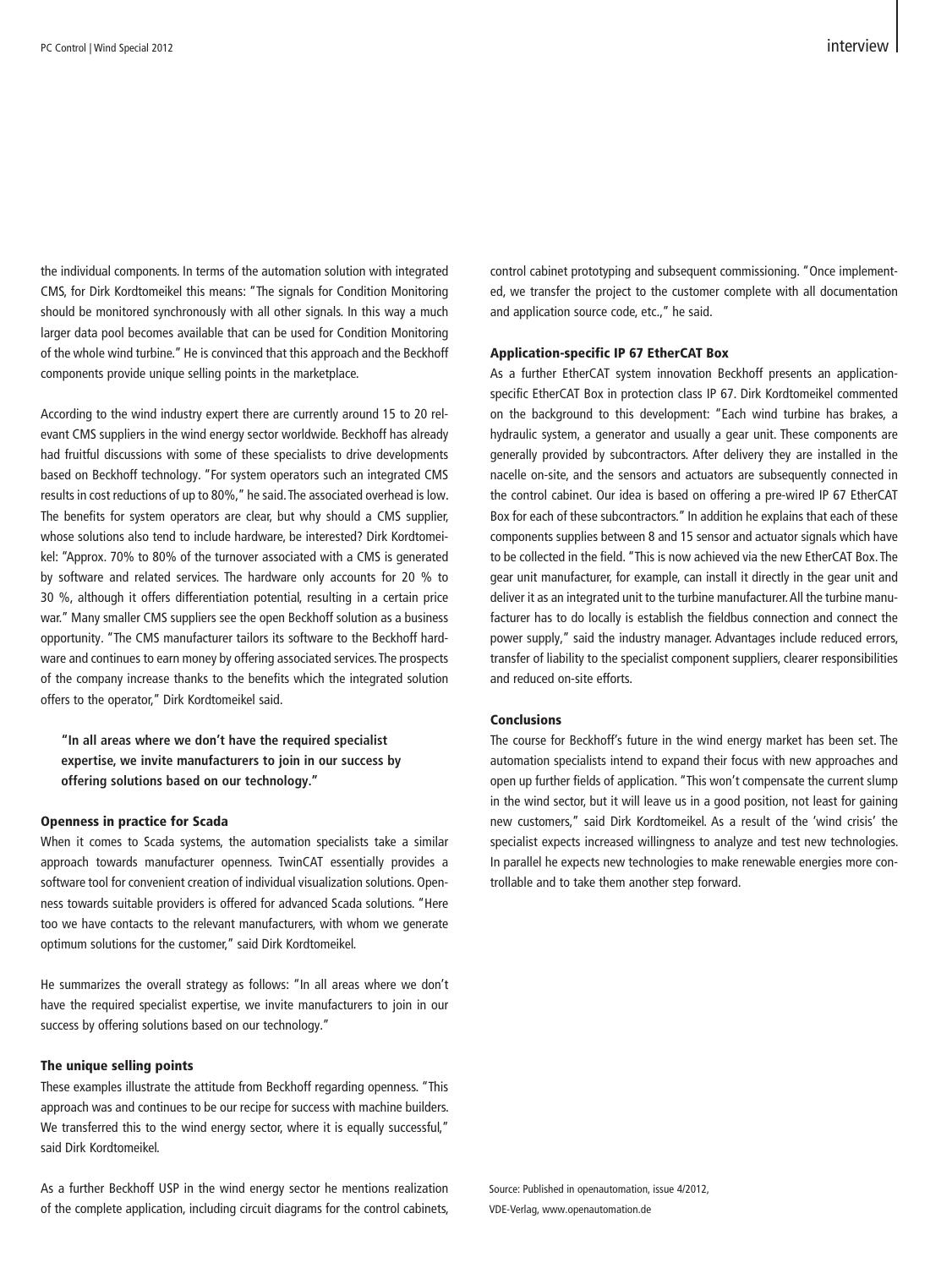the individual components. In terms of the automation solution with integrated CMS, for Dirk Kordtomeikel this means: "The signals for Condition Monitoring should be monitored synchronously with all other signals. In this way a much larger data pool becomes available that can be used for Condition Monitoring of the whole wind turbine." He is convinced that this approach and the Beckhoff components provide unique selling points in the marketplace.

According to the wind industry expert there are currently around 15 to 20 relevant CMS suppliers in the wind energy sector worldwide. Beckhoff has already had fruitful discussions with some of these specialists to drive developments based on Beckhoff technology. "For system operators such an integrated CMS results in cost reductions of up to 80%," he said. The associated overhead is low. The benefits for system operators are clear, but why should a CMS supplier, whose solutions also tend to include hardware, be interested? Dirk Kordtomeikel: "Approx. 70% to 80% of the turnover associated with a CMS is generated by software and related services. The hardware only accounts for 20 % to 30 %, although it offers differentiation potential, resulting in a certain price war." Many smaller CMS suppliers see the open Beckhoff solution as a business opportunity. "The CMS manufacturer tailors its software to the Beckhoff hardware and continues to earn money by offering associated services. The prospects of the company increase thanks to the benefits which the integrated solution offers to the operator," Dirk Kordtomeikel said.

**"In all areas where we don't have the required specialist expertise, we invite manufacturers to join in our success by offering solutions based on our technology."**

### Openness in practice for Scada

When it comes to Scada systems, the automation specialists take a similar approach towards manufacturer openness. TwinCAT essentially provides a software tool for convenient creation of individual visualization solutions. Openness towards suitable providers is offered for advanced Scada solutions. "Here too we have contacts to the relevant manufacturers, with whom we generate optimum solutions for the customer," said Dirk Kordtomeikel.

He summarizes the overall strategy as follows: "In all areas where we don't have the required specialist expertise, we invite manufacturers to join in our success by offering solutions based on our technology."

### The unique selling points

These examples illustrate the attitude from Beckhoff regarding openness. "This approach was and continues to be our recipe for success with machine builders. We transferred this to the wind energy sector, where it is equally successful," said Dirk Kordtomeikel.

As a further Beckhoff USP in the wind energy sector he mentions realization of the complete application, including circuit diagrams for the control cabinets, control cabinet prototyping and subsequent commissioning. "Once implemented, we transfer the project to the customer complete with all documentation and application source code, etc.," he said.

### Application-specific IP 67 EtherCAT Box

As a further EtherCAT system innovation Beckhoff presents an application-specific EtherCAT Box in protection class IP 67. Dirk Kordtomeikel commented on the background to this development: "Each wind turbine has brakes, a hydraulic system, a generator and usually a gear unit. These components are generally provided by subcontractors. After delivery they are installed in the nacelle on-site, and the sensors and actuators are subsequently connected in the control cabinet. Our idea is based on offering a pre-wired IP 67 EtherCAT Box for each of these subcontractors." In addition he explains that each of these components supplies between 8 and 15 sensor and actuator signals which have to be collected in the field. "This is now achieved via the new EtherCAT Box. The gear unit manufacturer, for example, can install it directly in the gear unit and deliver it as an integrated unit to the turbine manufacturer. All the turbine manufacturer has to do locally is establish the fieldbus connection and connect the power supply," said the industry manager. Advantages include reduced errors, transfer of liability to the specialist component suppliers, clearer responsibilities and reduced on-site efforts.

### Conclusions

The course for Beckhoff's future in the wind energy market has been set. The automation specialists intend to expand their focus with new approaches and open up further fields of application. "This won't compensate the current slump in the wind sector, but it will leave us in a good position, not least for gaining new customers," said Dirk Kordtomeikel. As a result of the 'wind crisis' the specialist expects increased willingness to analyze and test new technologies. In parallel he expects new technologies to make renewable energies more controllable and to take them another step forward.

Source: Published in openautomation, issue 4/2012,
VDE-Verlag, www.openautomation.de